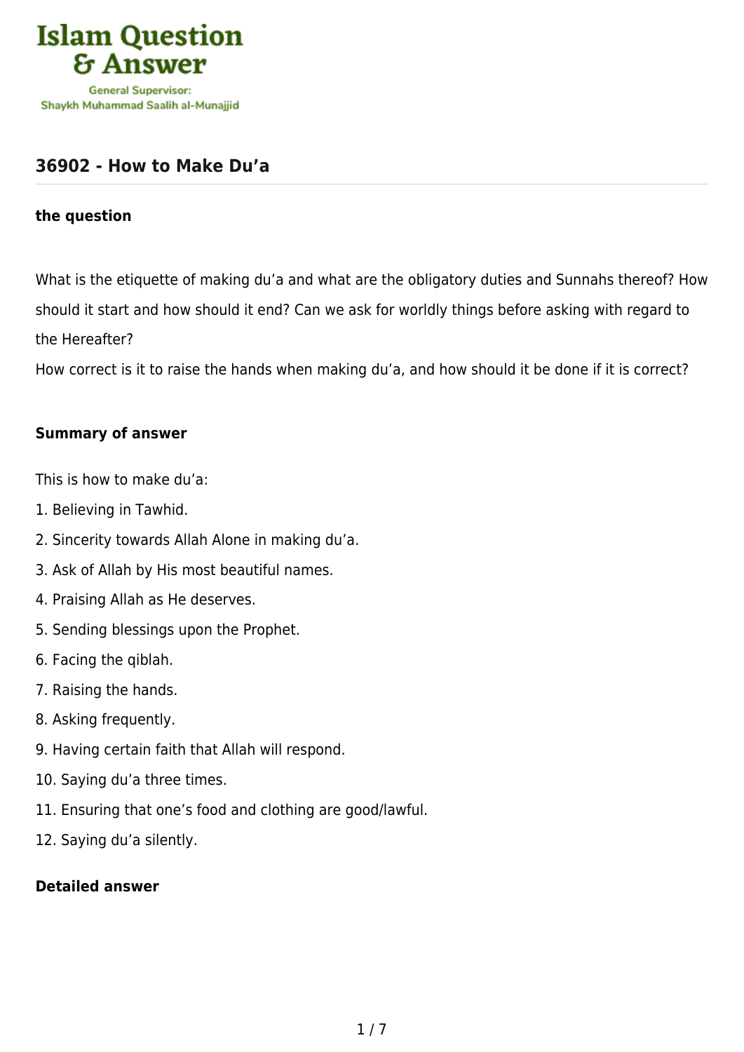# 36902 - How to Make Du'a

### the question

What is the etiquette of making du'a and what are the obligatory duties and Sunnahs thereof? How should it start and how should it end? Can we ask for worldly things before asking with regard to the Hereafter?
How correct is it to raise the hands when making du'a, and how should it be done if it is correct?

### Summary of answer

This is how to make du'a:

1. Believing in Tawhid.
2. Sincerity towards Allah Alone in making du'a.
3. Ask of Allah by His most beautiful names.
4. Praising Allah as He deserves.
5. Sending blessings upon the Prophet.
6. Facing the qiblah.
7. Raising the hands.
8. Asking frequently.
9. Having certain faith that Allah will respond.
10. Saying du'a three times.
11. Ensuring that one's food and clothing are good/lawful.
12. Saying du'a silently.

### Detailed answer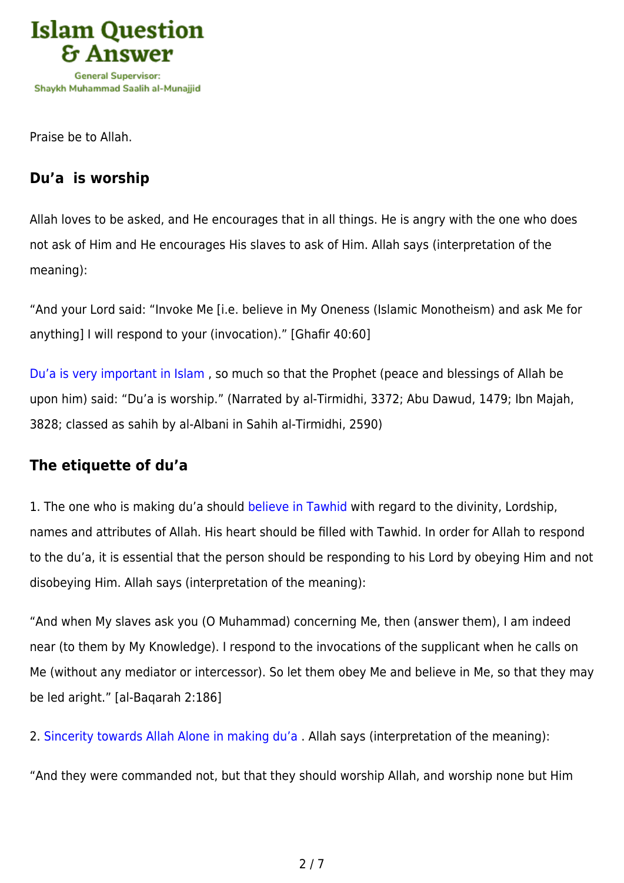Praise be to Allah.

## Du'a  is worship

Allah loves to be asked, and He encourages that in all things. He is angry with the one who does not ask of Him and He encourages His slaves to ask of Him. Allah says (interpretation of the meaning):

"And your Lord said: "Invoke Me [i.e. believe in My Oneness (Islamic Monotheism) and ask Me for anything] I will respond to your (invocation)." [Ghafir 40:60]

Du'a is very important in Islam , so much so that the Prophet (peace and blessings of Allah be upon him) said: "Du'a is worship." (Narrated by al-Tirmidhi, 3372; Abu Dawud, 1479; Ibn Majah, 3828; classed as sahih by al-Albani in Sahih al-Tirmidhi, 2590)

## The etiquette of du'a

1. The one who is making du'a should believe in Tawhid with regard to the divinity, Lordship, names and attributes of Allah. His heart should be filled with Tawhid. In order for Allah to respond to the du'a, it is essential that the person should be responding to his Lord by obeying Him and not disobeying Him. Allah says (interpretation of the meaning):

"And when My slaves ask you (O Muhammad) concerning Me, then (answer them), I am indeed near (to them by My Knowledge). I respond to the invocations of the supplicant when he calls on Me (without any mediator or intercessor). So let them obey Me and believe in Me, so that they may be led aright." [al-Baqarah 2:186]

2. Sincerity towards Allah Alone in making du'a . Allah says (interpretation of the meaning):

"And they were commanded not, but that they should worship Allah, and worship none but Him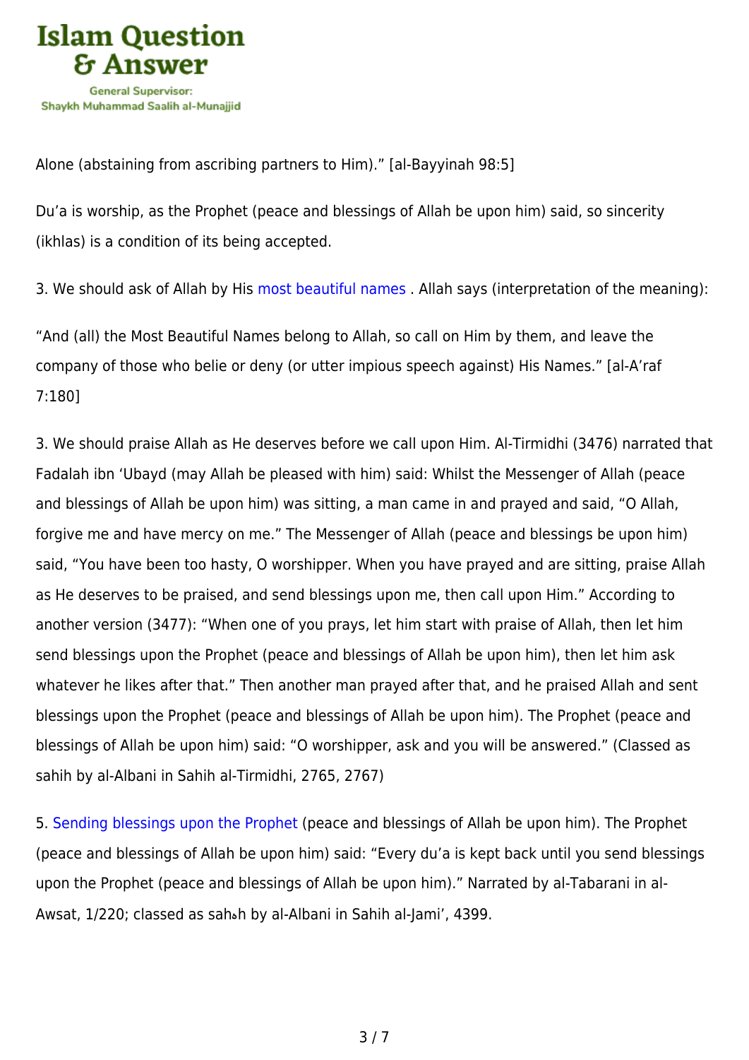Alone (abstaining from ascribing partners to Him)." [al-Bayyinah 98:5]

Du'a is worship, as the Prophet (peace and blessings of Allah be upon him) said, so sincerity (ikhlas) is a condition of its being accepted.

3. We should ask of Allah by His most beautiful names . Allah says (interpretation of the meaning):

"And (all) the Most Beautiful Names belong to Allah, so call on Him by them, and leave the company of those who belie or deny (or utter impious speech against) His Names." [al-A'raf 7:180]

3. We should praise Allah as He deserves before we call upon Him. Al-Tirmidhi (3476) narrated that Fadalah ibn 'Ubayd (may Allah be pleased with him) said: Whilst the Messenger of Allah (peace and blessings of Allah be upon him) was sitting, a man came in and prayed and said, "O Allah, forgive me and have mercy on me." The Messenger of Allah (peace and blessings be upon him) said, "You have been too hasty, O worshipper. When you have prayed and are sitting, praise Allah as He deserves to be praised, and send blessings upon me, then call upon Him." According to another version (3477): "When one of you prays, let him start with praise of Allah, then let him send blessings upon the Prophet (peace and blessings of Allah be upon him), then let him ask whatever he likes after that." Then another man prayed after that, and he praised Allah and sent blessings upon the Prophet (peace and blessings of Allah be upon him). The Prophet (peace and blessings of Allah be upon him) said: "O worshipper, ask and you will be answered." (Classed as sahih by al-Albani in Sahih al-Tirmidhi, 2765, 2767)

5. Sending blessings upon the Prophet (peace and blessings of Allah be upon him). The Prophet (peace and blessings of Allah be upon him) said: "Every du'a is kept back until you send blessings upon the Prophet (peace and blessings of Allah be upon him)." Narrated by al-Tabarani in al-Awsat, 1/220; classed as sahih by al-Albani in Sahih al-Jami', 4399.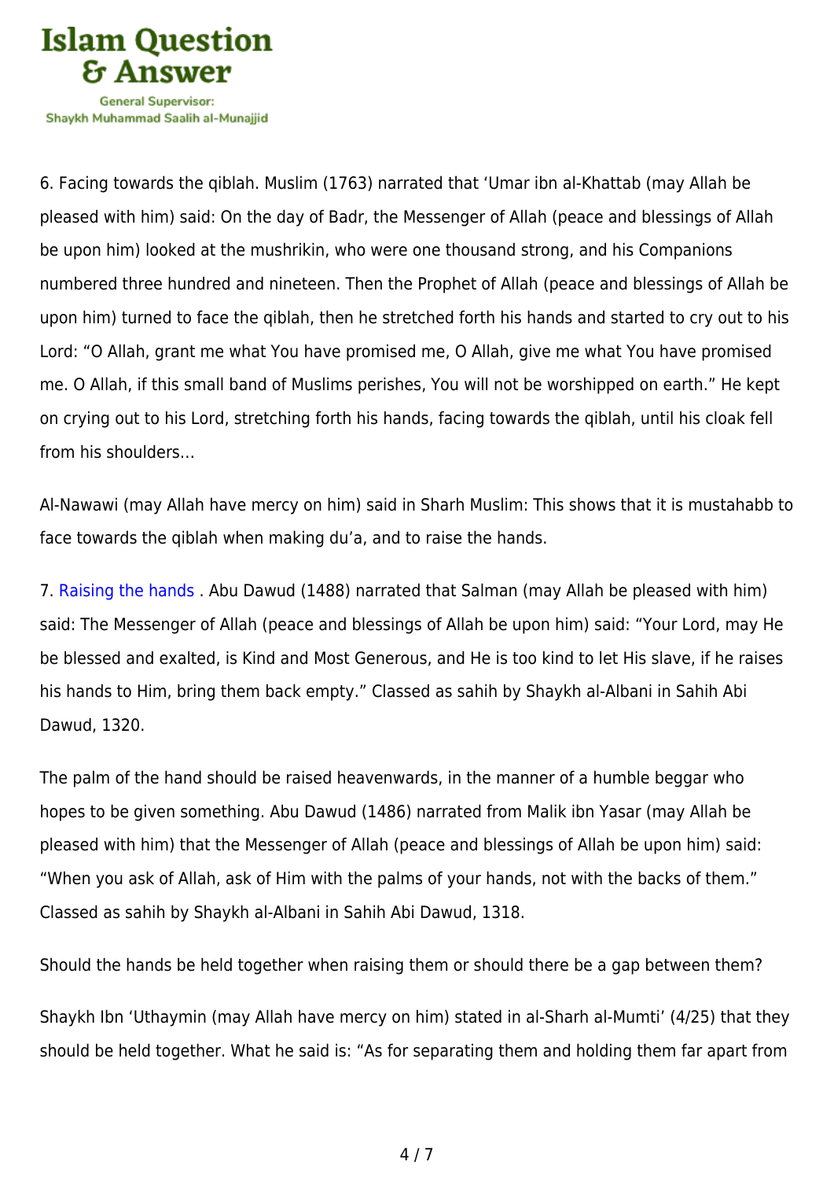6. Facing towards the qiblah. Muslim (1763) narrated that ‘Umar ibn al-Khattab (may Allah be pleased with him) said: On the day of Badr, the Messenger of Allah (peace and blessings of Allah be upon him) looked at the mushrikin, who were one thousand strong, and his Companions numbered three hundred and nineteen. Then the Prophet of Allah (peace and blessings of Allah be upon him) turned to face the qiblah, then he stretched forth his hands and started to cry out to his Lord: “O Allah, grant me what You have promised me, O Allah, give me what You have promised me. O Allah, if this small band of Muslims perishes, You will not be worshipped on earth.” He kept on crying out to his Lord, stretching forth his hands, facing towards the qiblah, until his cloak fell from his shoulders…

Al-Nawawi (may Allah have mercy on him) said in Sharh Muslim: This shows that it is mustahabb to face towards the qiblah when making du’a, and to raise the hands.

7. Raising the hands . Abu Dawud (1488) narrated that Salman (may Allah be pleased with him) said: The Messenger of Allah (peace and blessings of Allah be upon him) said: “Your Lord, may He be blessed and exalted, is Kind and Most Generous, and He is too kind to let His slave, if he raises his hands to Him, bring them back empty.” Classed as sahih by Shaykh al-Albani in Sahih Abi Dawud, 1320.

The palm of the hand should be raised heavenwards, in the manner of a humble beggar who hopes to be given something. Abu Dawud (1486) narrated from Malik ibn Yasar (may Allah be pleased with him) that the Messenger of Allah (peace and blessings of Allah be upon him) said: “When you ask of Allah, ask of Him with the palms of your hands, not with the backs of them.” Classed as sahih by Shaykh al-Albani in Sahih Abi Dawud, 1318.

Should the hands be held together when raising them or should there be a gap between them?

Shaykh Ibn ‘Uthaymin (may Allah have mercy on him) stated in al-Sharh al-Mumti’ (4/25) that they should be held together. What he said is: “As for separating them and holding them far apart from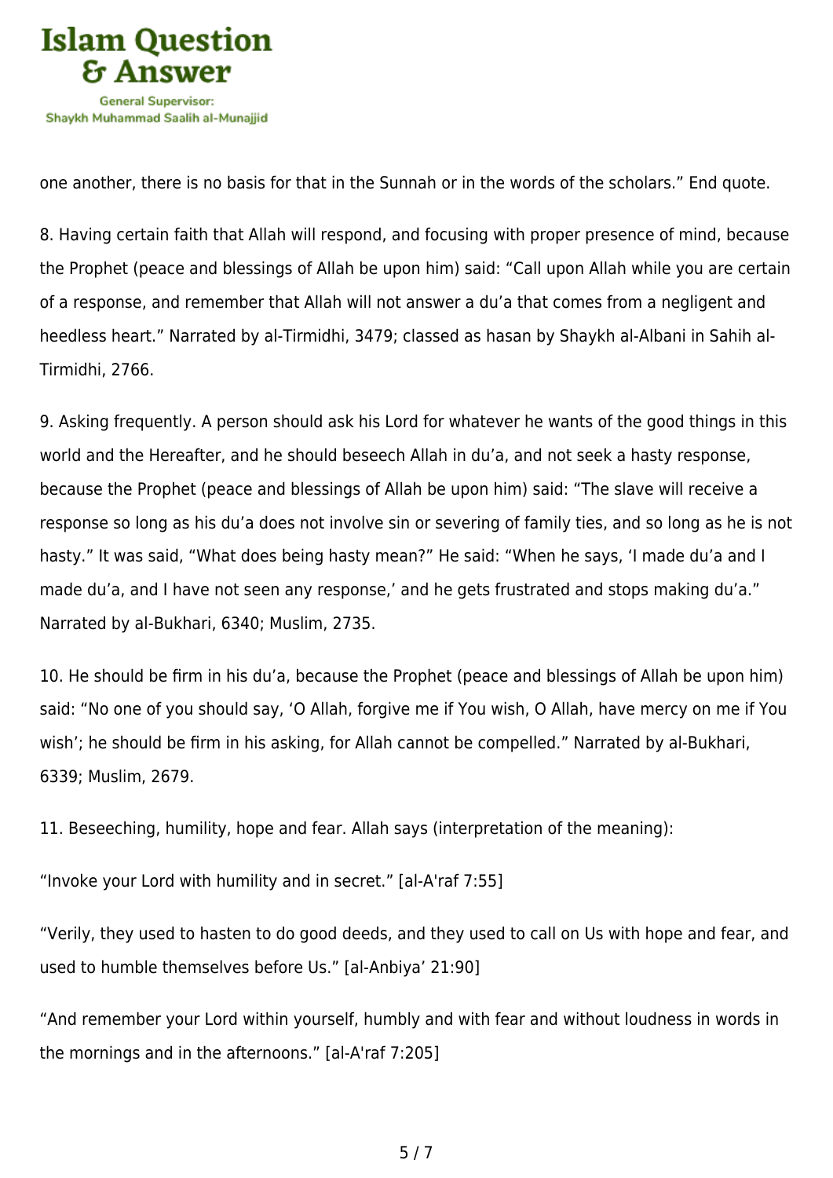one another, there is no basis for that in the Sunnah or in the words of the scholars." End quote.

8. Having certain faith that Allah will respond, and focusing with proper presence of mind, because the Prophet (peace and blessings of Allah be upon him) said: "Call upon Allah while you are certain of a response, and remember that Allah will not answer a du'a that comes from a negligent and heedless heart." Narrated by al-Tirmidhi, 3479; classed as hasan by Shaykh al-Albani in Sahih al-Tirmidhi, 2766.

9. Asking frequently. A person should ask his Lord for whatever he wants of the good things in this world and the Hereafter, and he should beseech Allah in du'a, and not seek a hasty response, because the Prophet (peace and blessings of Allah be upon him) said: "The slave will receive a response so long as his du'a does not involve sin or severing of family ties, and so long as he is not hasty." It was said, "What does being hasty mean?" He said: "When he says, 'I made du'a and I made du'a, and I have not seen any response,' and he gets frustrated and stops making du'a." Narrated by al-Bukhari, 6340; Muslim, 2735.

10. He should be firm in his du'a, because the Prophet (peace and blessings of Allah be upon him) said: "No one of you should say, 'O Allah, forgive me if You wish, O Allah, have mercy on me if You wish'; he should be firm in his asking, for Allah cannot be compelled." Narrated by al-Bukhari, 6339; Muslim, 2679.

11. Beseeching, humility, hope and fear. Allah says (interpretation of the meaning):

"Invoke your Lord with humility and in secret." [al-A'raf 7:55]

"Verily, they used to hasten to do good deeds, and they used to call on Us with hope and fear, and used to humble themselves before Us." [al-Anbiya' 21:90]

"And remember your Lord within yourself, humbly and with fear and without loudness in words in the mornings and in the afternoons." [al-A'raf 7:205]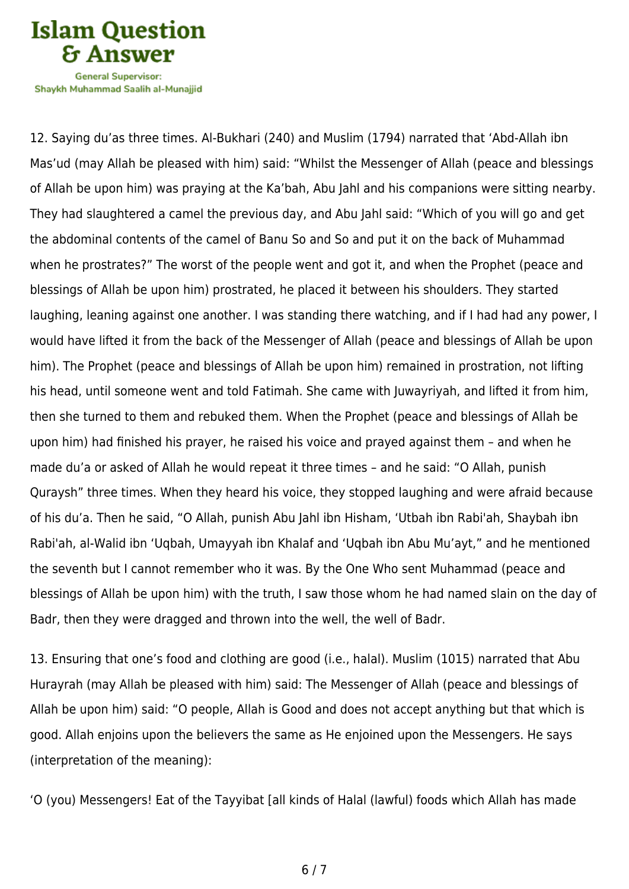12. Saying du'as three times. Al-Bukhari (240) and Muslim (1794) narrated that 'Abd-Allah ibn Mas'ud (may Allah be pleased with him) said: "Whilst the Messenger of Allah (peace and blessings of Allah be upon him) was praying at the Ka'bah, Abu Jahl and his companions were sitting nearby. They had slaughtered a camel the previous day, and Abu Jahl said: "Which of you will go and get the abdominal contents of the camel of Banu So and So and put it on the back of Muhammad when he prostrates?" The worst of the people went and got it, and when the Prophet (peace and blessings of Allah be upon him) prostrated, he placed it between his shoulders. They started laughing, leaning against one another. I was standing there watching, and if I had had any power, I would have lifted it from the back of the Messenger of Allah (peace and blessings of Allah be upon him). The Prophet (peace and blessings of Allah be upon him) remained in prostration, not lifting his head, until someone went and told Fatimah. She came with Juwayriyah, and lifted it from him, then she turned to them and rebuked them. When the Prophet (peace and blessings of Allah be upon him) had finished his prayer, he raised his voice and prayed against them – and when he made du'a or asked of Allah he would repeat it three times – and he said: "O Allah, punish Quraysh" three times. When they heard his voice, they stopped laughing and were afraid because of his du'a. Then he said, "O Allah, punish Abu Jahl ibn Hisham, 'Utbah ibn Rabi'ah, Shaybah ibn Rabi'ah, al-Walid ibn 'Uqbah, Umayyah ibn Khalaf and 'Uqbah ibn Abu Mu'ayt," and he mentioned the seventh but I cannot remember who it was. By the One Who sent Muhammad (peace and blessings of Allah be upon him) with the truth, I saw those whom he had named slain on the day of Badr, then they were dragged and thrown into the well, the well of Badr.

13. Ensuring that one's food and clothing are good (i.e., halal). Muslim (1015) narrated that Abu Hurayrah (may Allah be pleased with him) said: The Messenger of Allah (peace and blessings of Allah be upon him) said: "O people, Allah is Good and does not accept anything but that which is good. Allah enjoins upon the believers the same as He enjoined upon the Messengers. He says (interpretation of the meaning):

'O (you) Messengers! Eat of the Tayyibat [all kinds of Halal (lawful) foods which Allah has made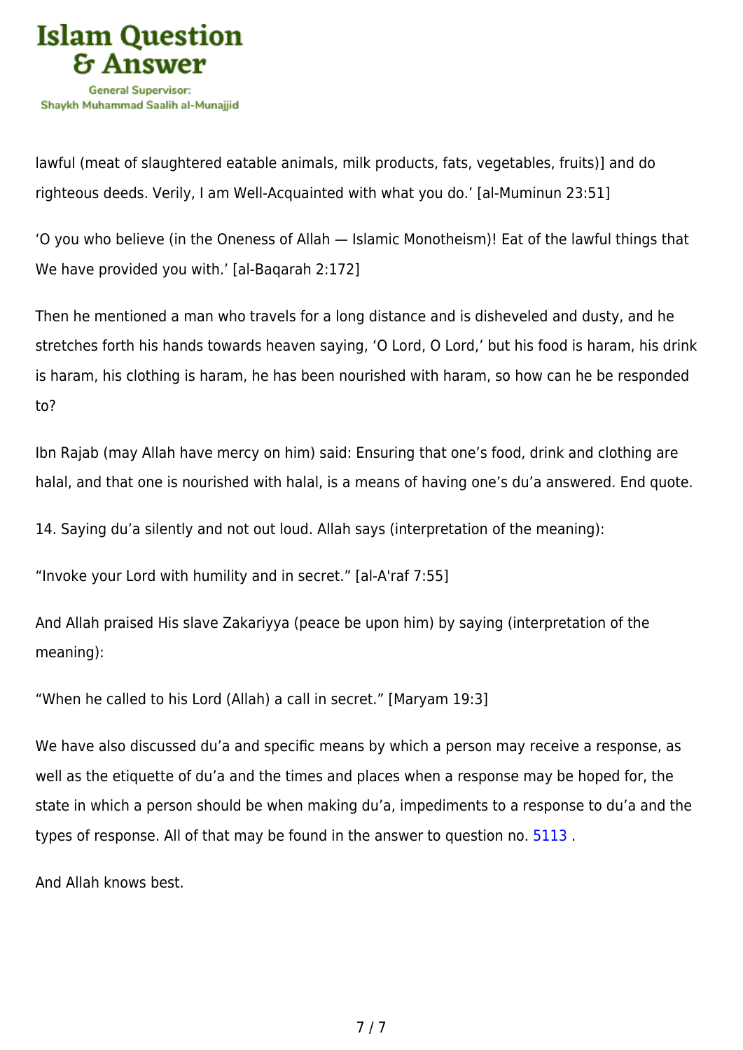lawful (meat of slaughtered eatable animals, milk products, fats, vegetables, fruits)] and do righteous deeds. Verily, I am Well-Acquainted with what you do.’ [al-Muminun 23:51]

‘O you who believe (in the Oneness of Allah — Islamic Monotheism)! Eat of the lawful things that We have provided you with.’ [al-Baqarah 2:172]

Then he mentioned a man who travels for a long distance and is disheveled and dusty, and he stretches forth his hands towards heaven saying, ‘O Lord, O Lord,’ but his food is haram, his drink is haram, his clothing is haram, he has been nourished with haram, so how can he be responded to?

Ibn Rajab (may Allah have mercy on him) said: Ensuring that one’s food, drink and clothing are halal, and that one is nourished with halal, is a means of having one’s du’a answered. End quote.

14. Saying du’a silently and not out loud. Allah says (interpretation of the meaning):

“Invoke your Lord with humility and in secret.” [al-A'raf 7:55]

And Allah praised His slave Zakariyya (peace be upon him) by saying (interpretation of the meaning):

“When he called to his Lord (Allah) a call in secret.” [Maryam 19:3]

We have also discussed du’a and specific means by which a person may receive a response, as well as the etiquette of du’a and the times and places when a response may be hoped for, the state in which a person should be when making du’a, impediments to a response to du’a and the types of response. All of that may be found in the answer to question no. 5113 .

And Allah knows best.